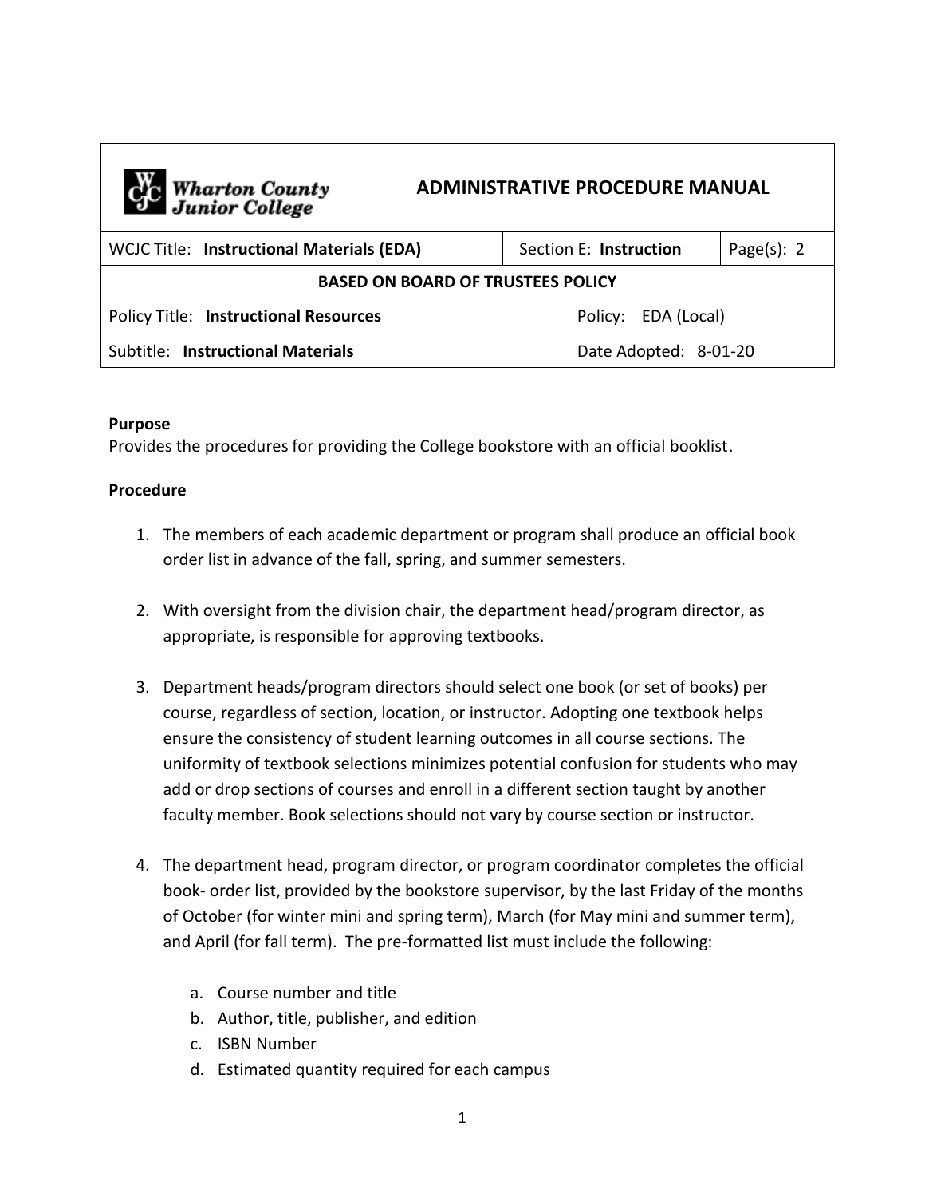| Wharton County Junior College | ADMINISTRATIVE PROCEDURE MANUAL | | |
|---|---|---|---|
| WCJC Title: **Instructional Materials (EDA)** | Section E: **Instruction** | | Page(s): 2 |
| **BASED ON BOARD OF TRUSTEES POLICY** | | | |
| Policy Title: **Instructional Resources** | | Policy: EDA (Local) | |
| Subtitle: **Instructional Materials** | | Date Adopted: 8-01-20 | |

**Purpose**

Provides the procedures for providing the College bookstore with an official booklist.

**Procedure**

1. The members of each academic department or program shall produce an official book order list in advance of the fall, spring, and summer semesters.

2. With oversight from the division chair, the department head/program director, as appropriate, is responsible for approving textbooks.

3. Department heads/program directors should select one book (or set of books) per course, regardless of section, location, or instructor. Adopting one textbook helps ensure the consistency of student learning outcomes in all course sections. The uniformity of textbook selections minimizes potential confusion for students who may add or drop sections of courses and enroll in a different section taught by another faculty member. Book selections should not vary by course section or instructor.

4. The department head, program director, or program coordinator completes the official book- order list, provided by the bookstore supervisor, by the last Friday of the months of October (for winter mini and spring term), March (for May mini and summer term), and April (for fall term). The pre-formatted list must include the following:

    a. Course number and title
    b. Author, title, publisher, and edition
    c. ISBN Number
    d. Estimated quantity required for each campus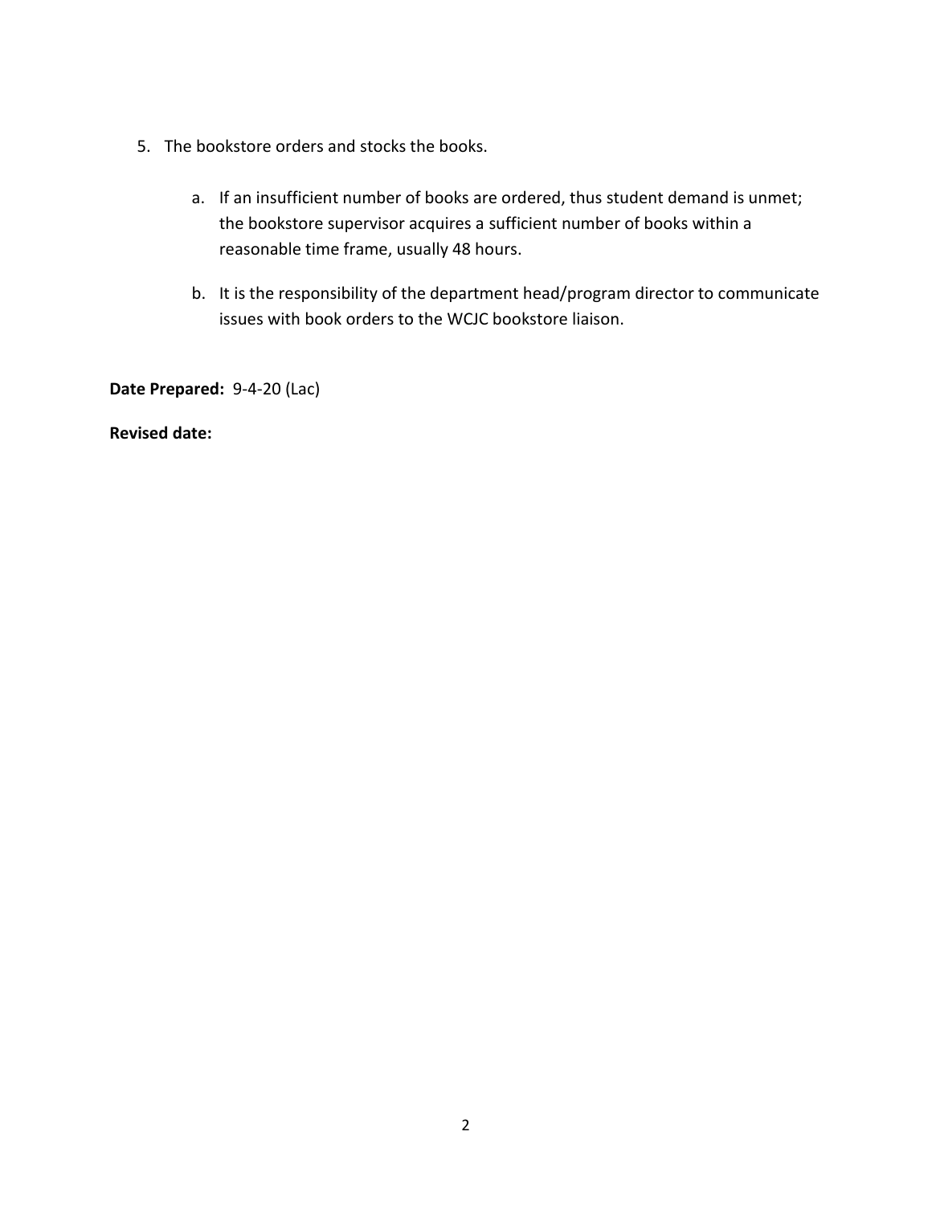5. The bookstore orders and stocks the books.

    a. If an insufficient number of books are ordered, thus student demand is unmet; the bookstore supervisor acquires a sufficient number of books within a reasonable time frame, usually 48 hours.

    b. It is the responsibility of the department head/program director to communicate issues with book orders to the WCJC bookstore liaison.

**Date Prepared:** 9-4-20 (Lac)

**Revised date:**